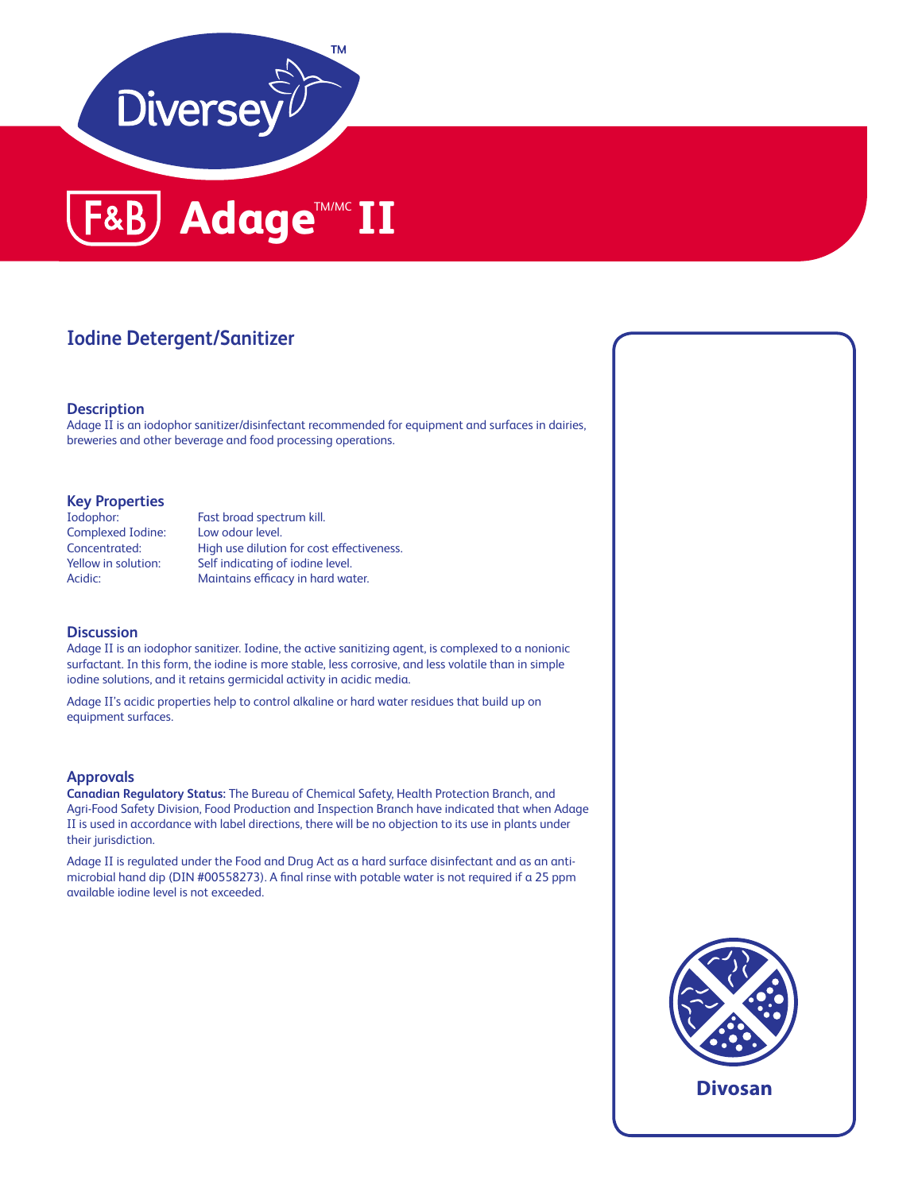Diversey™

# F&B Adage™/MC II

## Iodine Detergent/Sanitizer

### Description

Adage II is an iodophor sanitizer/disinfectant recommended for equipment and surfaces in dairies, breweries and other beverage and food processing operations.

### Key Properties

| | |
|---|---|
| Iodophor: | Fast broad spectrum kill. |
| Complexed Iodine: | Low odour level. |
| Concentrated: | High use dilution for cost effectiveness. |
| Yellow in solution: | Self indicating of iodine level. |
| Acidic: | Maintains efficacy in hard water. |

### Discussion

Adage II is an iodophor sanitizer. Iodine, the active sanitizing agent, is complexed to a nonionic surfactant. In this form, the iodine is more stable, less corrosive, and less volatile than in simple iodine solutions, and it retains germicidal activity in acidic media.

Adage II's acidic properties help to control alkaline or hard water residues that build up on equipment surfaces.

### Approvals

**Canadian Regulatory Status:** The Bureau of Chemical Safety, Health Protection Branch, and Agri-Food Safety Division, Food Production and Inspection Branch have indicated that when Adage II is used in accordance with label directions, there will be no objection to its use in plants under their jurisdiction.

Adage II is regulated under the Food and Drug Act as a hard surface disinfectant and as an anti-microbial hand dip (DIN #00558273). A final rinse with potable water is not required if a 25 ppm available iodine level is not exceeded.

Divosan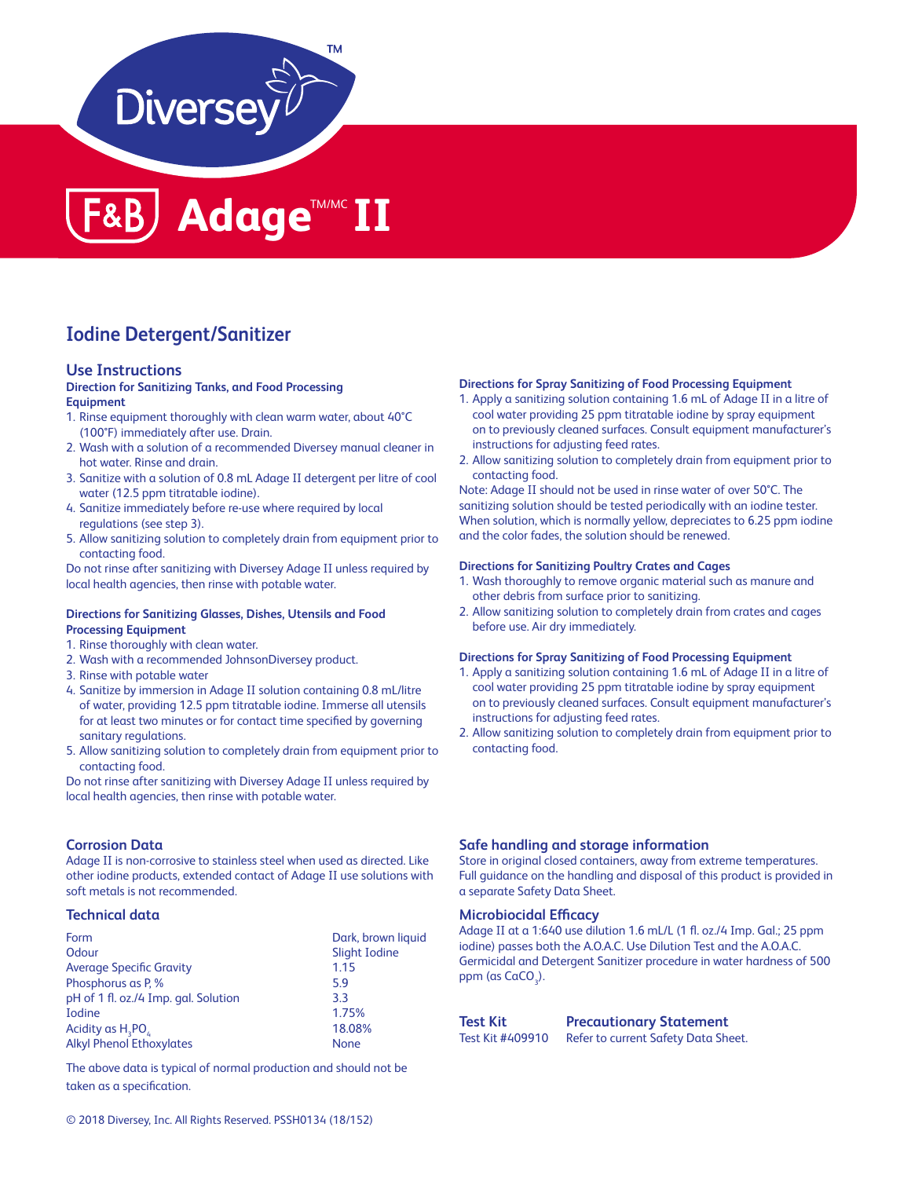Diversey™

# F&B Adage™/MC II

## Iodine Detergent/Sanitizer

### Use Instructions

**Direction for Sanitizing Tanks, and Food Processing Equipment**

1. Rinse equipment thoroughly with clean warm water, about 40°C (100°F) immediately after use. Drain.
2. Wash with a solution of a recommended Diversey manual cleaner in hot water. Rinse and drain.
3. Sanitize with a solution of 0.8 mL Adage II detergent per litre of cool water (12.5 ppm titratable iodine).
4. Sanitize immediately before re-use where required by local regulations (see step 3).
5. Allow sanitizing solution to completely drain from equipment prior to contacting food.

Do not rinse after sanitizing with Diversey Adage II unless required by local health agencies, then rinse with potable water.

**Directions for Sanitizing Glasses, Dishes, Utensils and Food Processing Equipment**

1. Rinse thoroughly with clean water.
2. Wash with a recommended JohnsonDiversey product.
3. Rinse with potable water
4. Sanitize by immersion in Adage II solution containing 0.8 mL/litre of water, providing 12.5 ppm titratable iodine. Immerse all utensils for at least two minutes or for contact time specified by governing sanitary regulations.
5. Allow sanitizing solution to completely drain from equipment prior to contacting food.

Do not rinse after sanitizing with Diversey Adage II unless required by local health agencies, then rinse with potable water.

**Directions for Spray Sanitizing of Food Processing Equipment**

1. Apply a sanitizing solution containing 1.6 mL of Adage II in a litre of cool water providing 25 ppm titratable iodine by spray equipment on to previously cleaned surfaces. Consult equipment manufacturer's instructions for adjusting feed rates.
2. Allow sanitizing solution to completely drain from equipment prior to contacting food.

Note: Adage II should not be used in rinse water of over 50°C. The sanitizing solution should be tested periodically with an iodine tester. When solution, which is normally yellow, depreciates to 6.25 ppm iodine and the color fades, the solution should be renewed.

**Directions for Sanitizing Poultry Crates and Cages**

1. Wash thoroughly to remove organic material such as manure and other debris from surface prior to sanitizing.
2. Allow sanitizing solution to completely drain from crates and cages before use. Air dry immediately.

**Directions for Spray Sanitizing of Food Processing Equipment**

1. Apply a sanitizing solution containing 1.6 mL of Adage II in a litre of cool water providing 25 ppm titratable iodine by spray equipment on to previously cleaned surfaces. Consult equipment manufacturer's instructions for adjusting feed rates.
2. Allow sanitizing solution to completely drain from equipment prior to contacting food.

### Corrosion Data

Adage II is non-corrosive to stainless steel when used as directed. Like other iodine products, extended contact of Adage II use solutions with soft metals is not recommended.

### Technical data

| | |
|---|---|
| Form | Dark, brown liquid |
| Odour | Slight Iodine |
| Average Specific Gravity | 1.15 |
| Phosphorus as P, % | 5.9 |
| pH of 1 fl. oz./4 Imp. gal. Solution | 3.3 |
| Iodine | 1.75% |
| Acidity as $H_3PO_4$ | 18.08% |
| Alkyl Phenol Ethoxylates | None |

The above data is typical of normal production and should not be taken as a specification.

### Safe handling and storage information

Store in original closed containers, away from extreme temperatures. Full guidance on the handling and disposal of this product is provided in a separate Safety Data Sheet.

### Microbiocidal Efficacy

Adage II at a 1:640 use dilution 1.6 mL/L (1 fl. oz./4 Imp. Gal.; 25 ppm iodine) passes both the A.O.A.C. Use Dilution Test and the A.O.A.C. Germicidal and Detergent Sanitizer procedure in water hardness of 500 ppm (as $CaCO_3$).

### Test Kit

Test Kit #409910

### Precautionary Statement

Refer to current Safety Data Sheet.

© 2018 Diversey, Inc. All Rights Reserved. PSSH0134 (18/152)